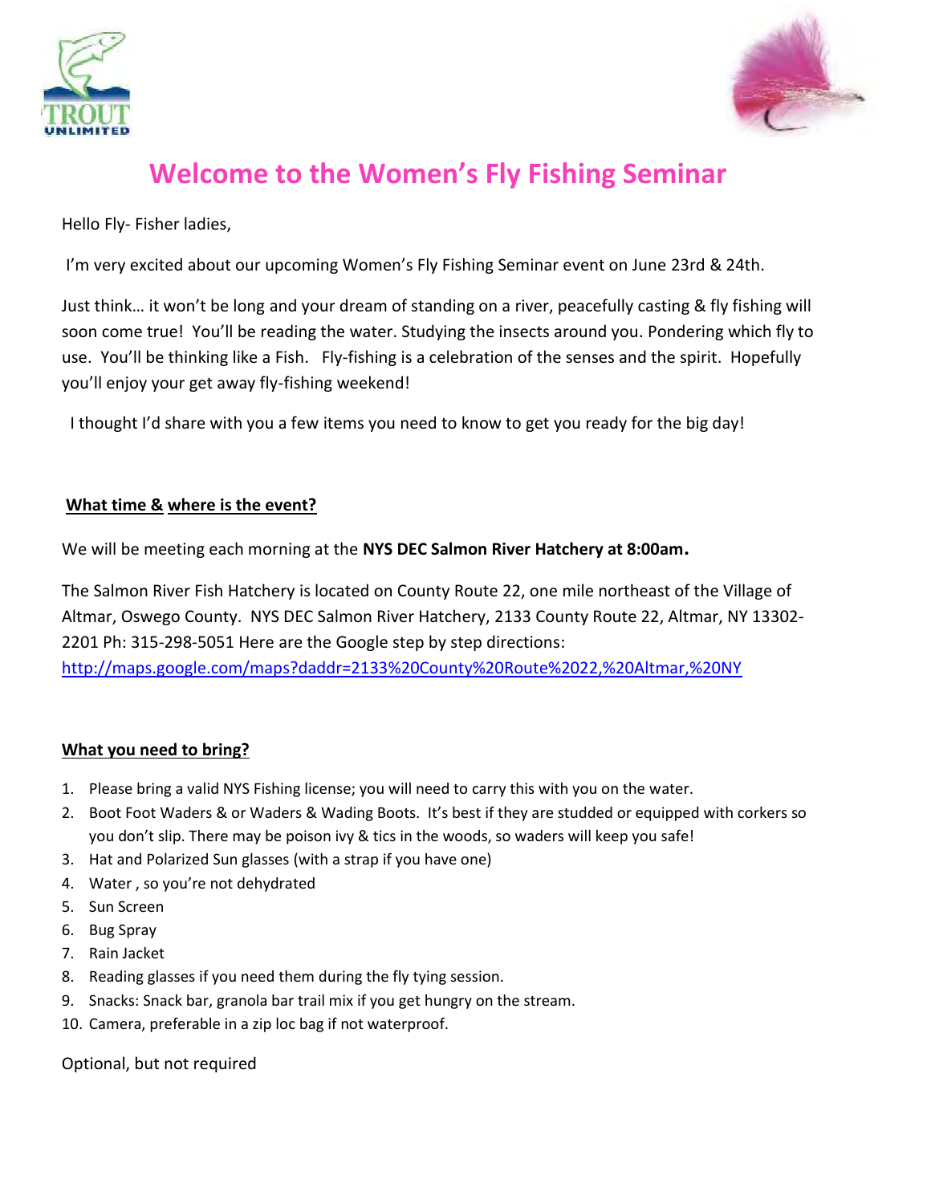# Welcome to the Women's Fly Fishing Seminar

Hello Fly- Fisher ladies,

I'm very excited about our upcoming Women's Fly Fishing Seminar event on June 23rd & 24th.

Just think… it won't be long and your dream of standing on a river, peacefully casting & fly fishing will soon come true! You'll be reading the water. Studying the insects around you. Pondering which fly to use. You'll be thinking like a Fish. Fly-fishing is a celebration of the senses and the spirit. Hopefully you'll enjoy your get away fly-fishing weekend!

I thought I'd share with you a few items you need to know to get you ready for the big day!

## What time & where is the event?

We will be meeting each morning at the **NYS DEC Salmon River Hatchery at 8:00am.**

The Salmon River Fish Hatchery is located on County Route 22, one mile northeast of the Village of Altmar, Oswego County. NYS DEC Salmon River Hatchery, 2133 County Route 22, Altmar, NY 13302-2201 Ph: 315-298-5051 Here are the Google step by step directions: http://maps.google.com/maps?daddr=2133%20County%20Route%2022,%20Altmar,%20NY

## What you need to bring?

1. Please bring a valid NYS Fishing license; you will need to carry this with you on the water.
2. Boot Foot Waders & or Waders & Wading Boots. It's best if they are studded or equipped with corkers so you don't slip. There may be poison ivy & tics in the woods, so waders will keep you safe!
3. Hat and Polarized Sun glasses (with a strap if you have one)
4. Water , so you're not dehydrated
5. Sun Screen
6. Bug Spray
7. Rain Jacket
8. Reading glasses if you need them during the fly tying session.
9. Snacks: Snack bar, granola bar trail mix if you get hungry on the stream.
10. Camera, preferable in a zip loc bag if not waterproof.

Optional, but not required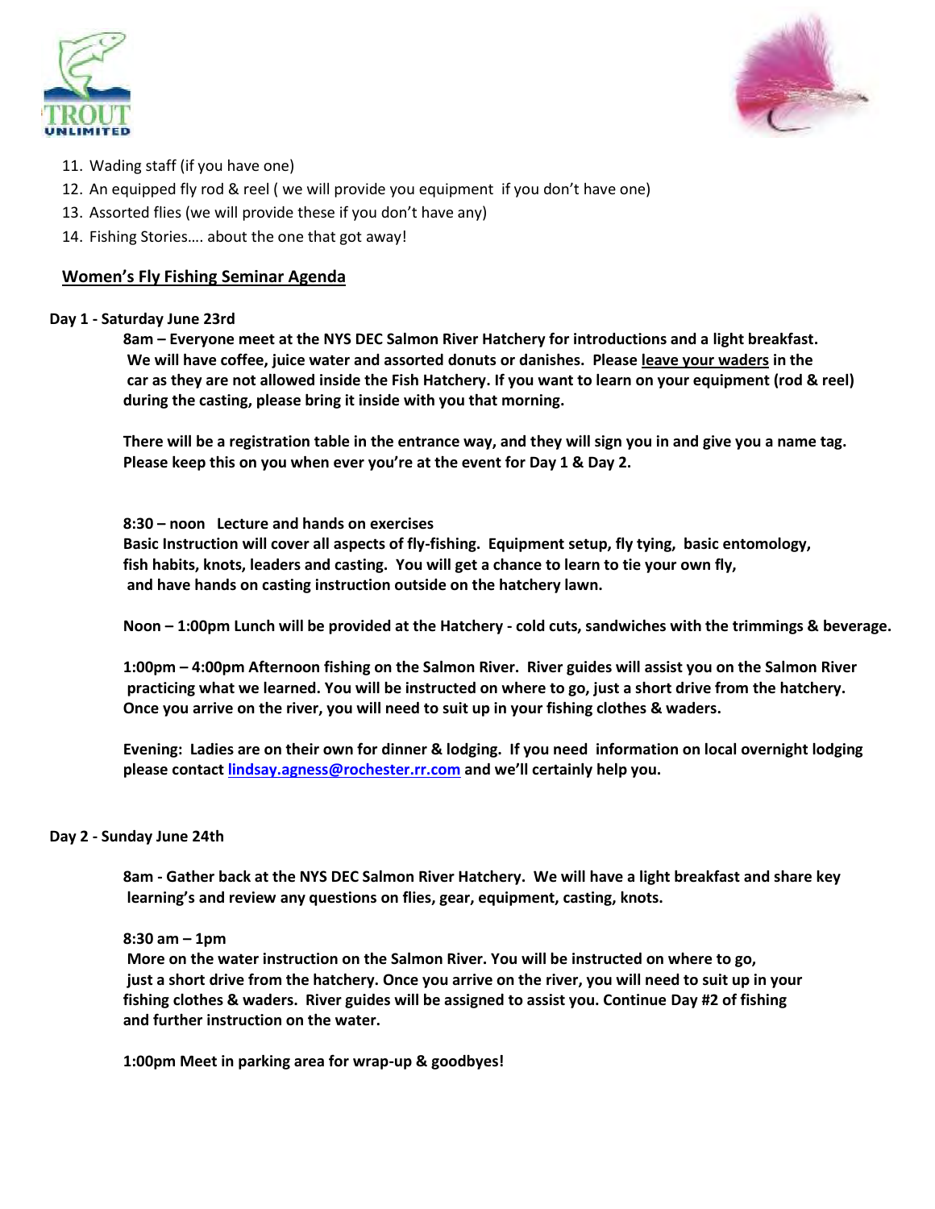11. Wading staff (if you have one)
12. An equipped fly rod & reel ( we will provide you equipment  if you don't have one)
13. Assorted flies (we will provide these if you don't have any)
14. Fishing Stories…. about the one that got away!

## Women's Fly Fishing Seminar Agenda

**Day 1 - Saturday June 23rd**

**8am – Everyone meet at the NYS DEC Salmon River Hatchery for introductions and a light breakfast. We will have coffee, juice water and assorted donuts or danishes.  Please leave your waders in the car as they are not allowed inside the Fish Hatchery. If you want to learn on your equipment (rod & reel) during the casting, please bring it inside with you that morning.**

**There will be a registration table in the entrance way, and they will sign you in and give you a name tag. Please keep this on you when ever you're at the event for Day 1 & Day 2.**

**8:30 – noon   Lecture and hands on exercises**
**Basic Instruction will cover all aspects of fly-fishing.  Equipment setup, fly tying,  basic entomology, fish habits, knots, leaders and casting.  You will get a chance to learn to tie your own fly, and have hands on casting instruction outside on the hatchery lawn.**

**Noon – 1:00pm Lunch will be provided at the Hatchery - cold cuts, sandwiches with the trimmings & beverage.**

**1:00pm – 4:00pm Afternoon fishing on the Salmon River.  River guides will assist you on the Salmon River practicing what we learned. You will be instructed on where to go, just a short drive from the hatchery. Once you arrive on the river, you will need to suit up in your fishing clothes & waders.**

**Evening:  Ladies are on their own for dinner & lodging.  If you need  information on local overnight lodging please contact lindsay.agness@rochester.rr.com and we'll certainly help you.**

**Day 2 - Sunday June 24th**

**8am - Gather back at the NYS DEC Salmon River Hatchery.  We will have a light breakfast and share key learning's and review any questions on flies, gear, equipment, casting, knots.**

**8:30 am – 1pm**
**More on the water instruction on the Salmon River. You will be instructed on where to go, just a short drive from the hatchery. Once you arrive on the river, you will need to suit up in your fishing clothes & waders.  River guides will be assigned to assist you. Continue Day #2 of fishing and further instruction on the water.**

**1:00pm Meet in parking area for wrap-up & goodbyes!**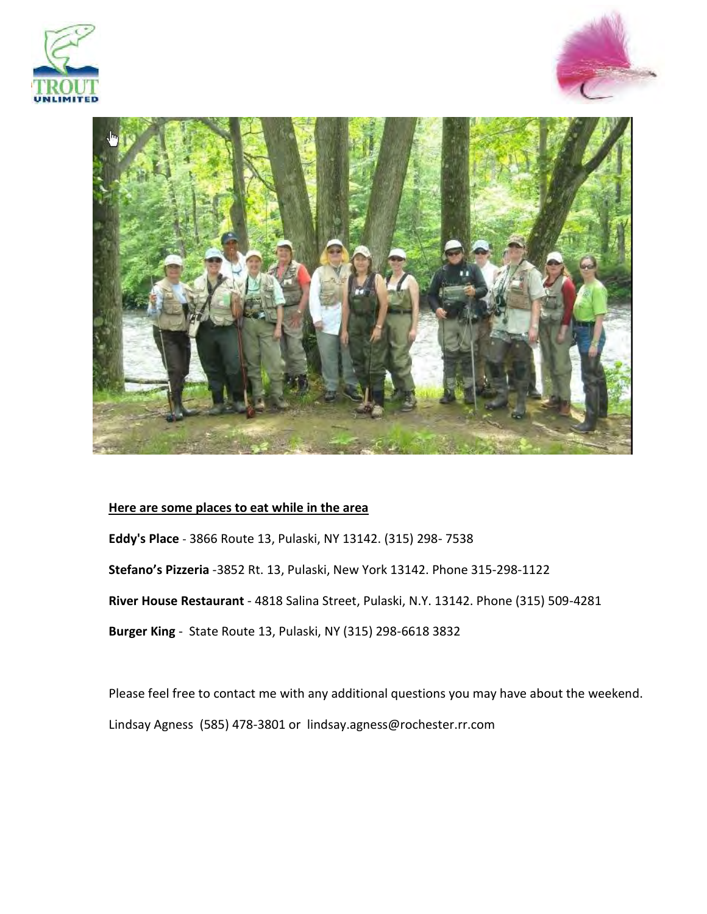**Here are some places to eat while in the area**

**Eddy's Place** - 3866 Route 13, Pulaski, NY 13142. (315) 298- 7538

**Stefano's Pizzeria** -3852 Rt. 13, Pulaski, New York 13142. Phone 315-298-1122

**River House Restaurant** - 4818 Salina Street, Pulaski, N.Y. 13142. Phone (315) 509-4281

**Burger King** - State Route 13, Pulaski, NY (315) 298-6618 3832

Please feel free to contact me with any additional questions you may have about the weekend.

Lindsay Agness (585) 478-3801 or lindsay.agness@rochester.rr.com